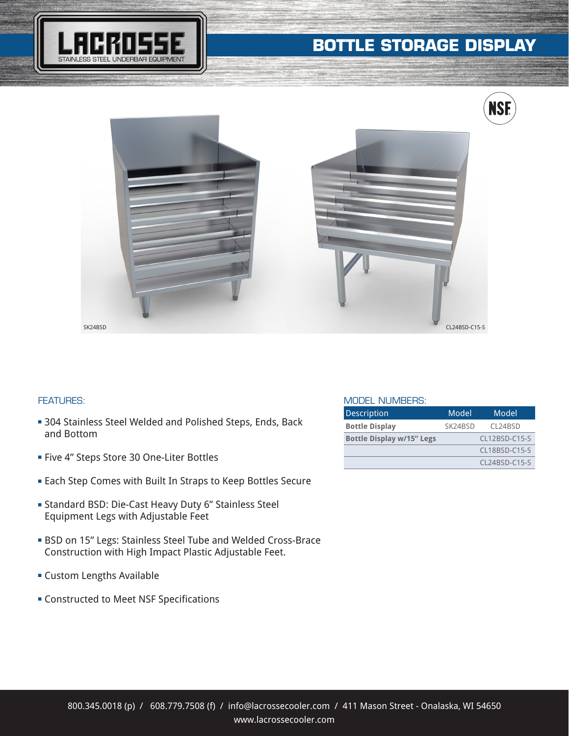# BOTTLE STORAGE DISPLAY

LACROSSE
STAINLESS STEEL UNDERBAR EQUIPMENT

SK24BSD

CL24BSD-C15-S

## FEATURES:

- 304 Stainless Steel Welded and Polished Steps, Ends, Back and Bottom
- Five 4" Steps Store 30 One-Liter Bottles
- Each Step Comes with Built In Straps to Keep Bottles Secure
- Standard BSD: Die-Cast Heavy Duty 6" Stainless Steel Equipment Legs with Adjustable Feet
- BSD on 15" Legs: Stainless Steel Tube and Welded Cross-Brace Construction with High Impact Plastic Adjustable Feet.
- Custom Lengths Available
- Constructed to Meet NSF Specifications

## MODEL NUMBERS:

| Description | Model | Model |
|---|---|---|
| **Bottle Display** | SK24BSD | CL24BSD |
| **Bottle Display w/15" Legs** | | CL12BSD-C15-S |
| | | CL18BSD-C15-S |
| | | CL24BSD-C15-S |

800.345.0018 (p) / 608.779.7508 (f) / info@lacrossecooler.com / 411 Mason Street - Onalaska, WI 54650
www.lacrossecooler.com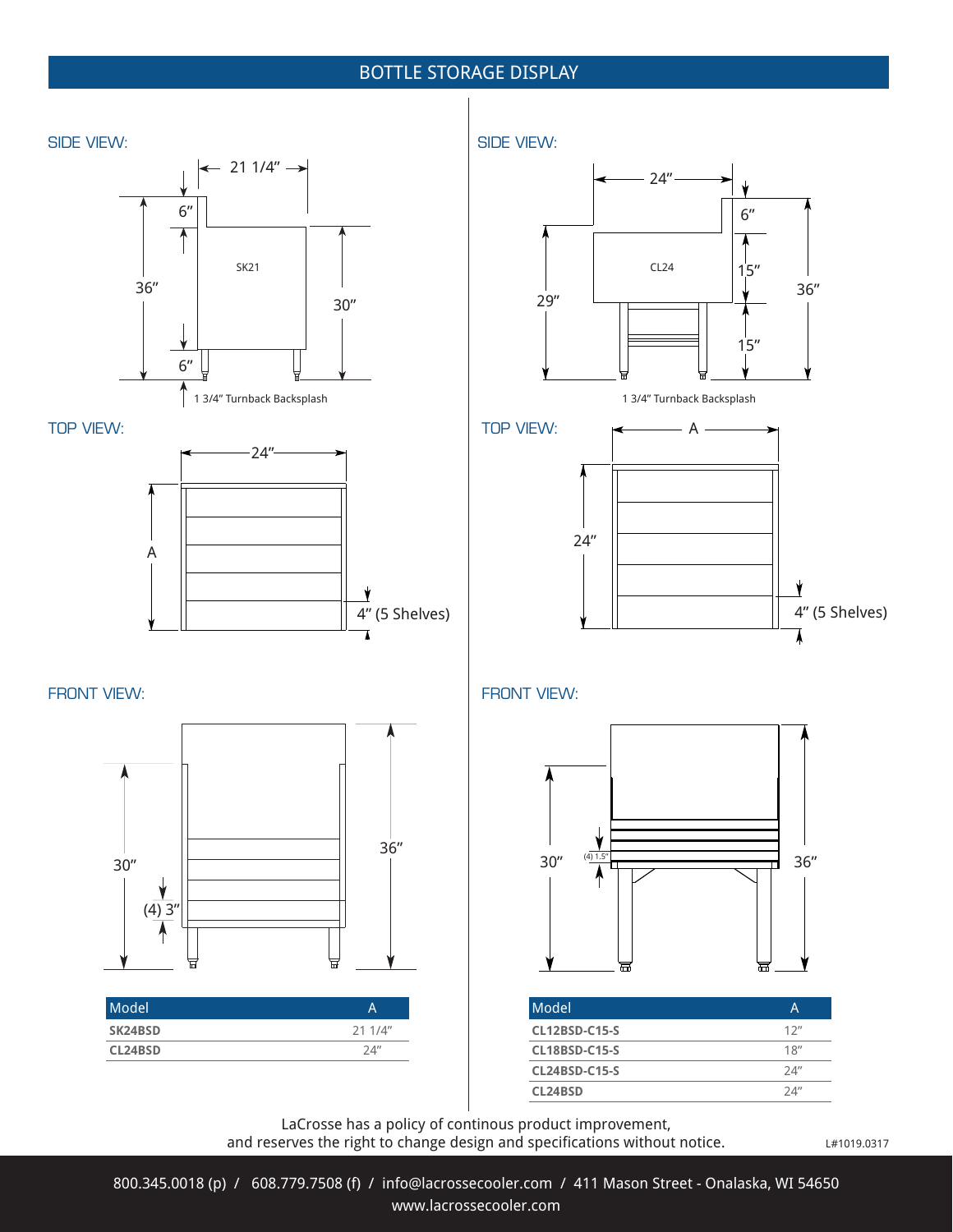# BOTTLE STORAGE DISPLAY

## SIDE VIEW:

21 1/4″
6″
SK21
36″
30″
6″
1 3/4″ Turnback Backsplash

## TOP VIEW:

24″
A
4″ (5 Shelves)

## FRONT VIEW:

30″
36″
(4) 3″

| Model | A |
|---|---|
| **SK24BSD** | 21 1/4″ |
| **CL24BSD** | 24″ |

## SIDE VIEW:

24″
6″
CL24
15″
36″
29″
15″
1 3/4″ Turnback Backsplash

## TOP VIEW:

A
24″
4″ (5 Shelves)

## FRONT VIEW:

30″
(4) 1.5″
36″

| Model | A |
|---|---|
| **CL12BSD-C15-S** | 12″ |
| **CL18BSD-C15-S** | 18″ |
| **CL24BSD-C15-S** | 24″ |
| **CL24BSD** | 24″ |

LaCrosse has a policy of continous product improvement, and reserves the right to change design and specifications without notice.

L#1019.0317

800.345.0018 (p) / 608.779.7508 (f) / info@lacrossecooler.com / 411 Mason Street - Onalaska, WI 54650
www.lacrossecooler.com